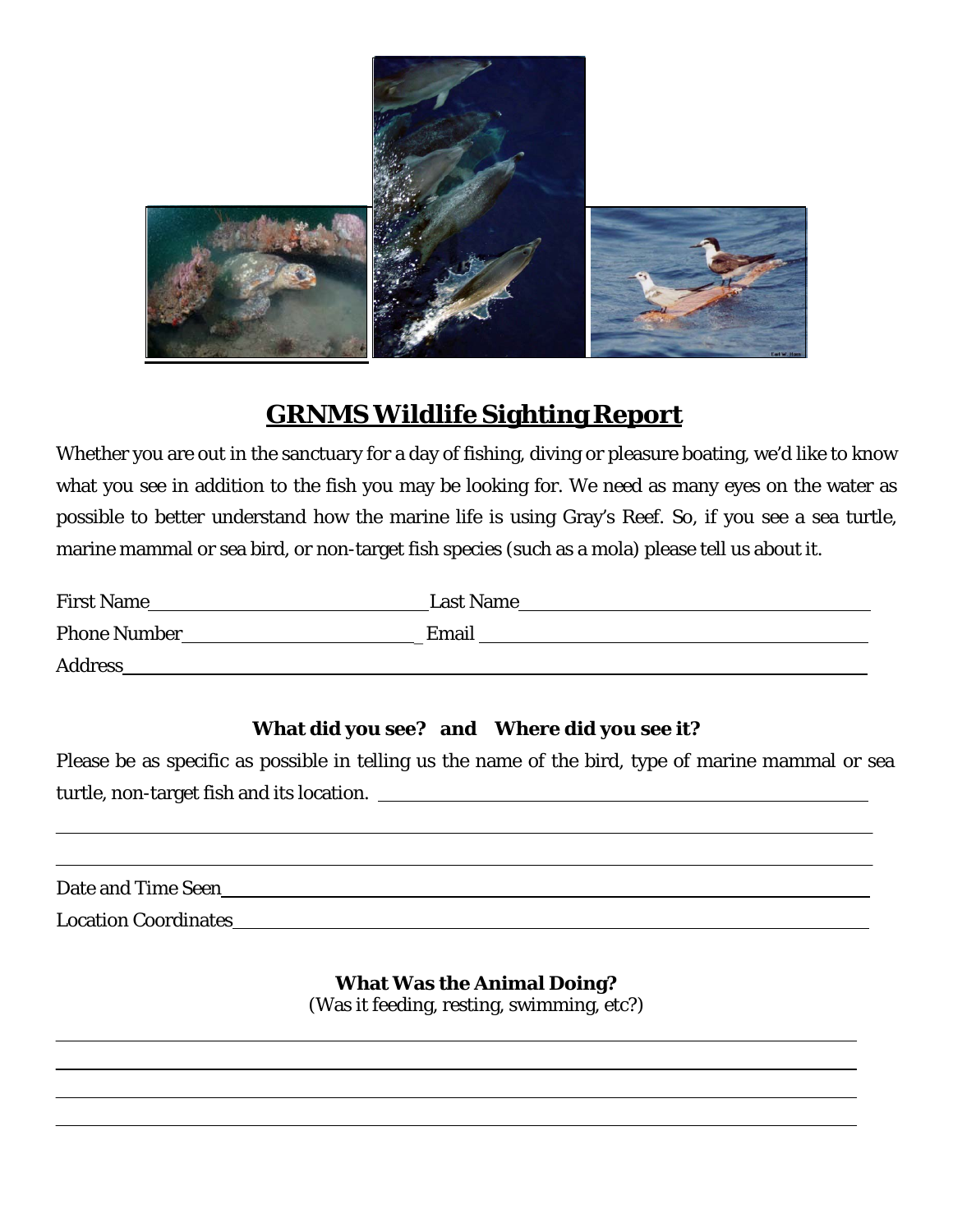## GRNMS Wildlife Sighting Report

Whether you are out in the sanctuary for a day of fishing, diving or pleasure boating, we'd like to know what you see in addition to the fish you may be looking for. We need as many eyes on the water as possible to better understand how the marine life is using Gray's Reef. So, if you see a sea turtle, marine mammal or sea bird, or non-target fish species (such as a mola) please tell us about it.

First Name\_\_\_\_\_\_\_\_\_\_\_\_\_\_\_\_\_\_\_\_\_\_\_\_\_\_\_\_ Last Name\_\_\_\_\_\_\_\_\_\_\_\_\_\_\_\_\_\_\_\_\_\_\_\_\_\_\_\_\_\_\_\_\_\_\_

Phone Number\_\_\_\_\_\_\_\_\_\_\_\_\_\_\_\_\_\_\_\_\_\_\_\_ Email \_\_\_\_\_\_\_\_\_\_\_\_\_\_\_\_\_\_\_\_\_\_\_\_\_\_\_\_\_\_\_\_\_\_\_\_\_\_\_

Address\_\_\_\_\_\_\_\_\_\_\_\_\_\_\_\_\_\_\_\_\_\_\_\_\_\_\_\_\_\_\_\_\_\_\_\_\_\_\_\_\_\_\_\_\_\_\_\_\_\_\_\_\_\_\_\_\_\_\_\_\_\_\_\_\_\_\_\_\_\_\_\_\_\_\_

**What did you see? and Where did you see it?**

Please be as specific as possible in telling us the name of the bird, type of marine mammal or sea turtle, non-target fish and its location. \_\_\_\_\_\_\_\_\_\_\_\_\_\_\_\_\_\_\_\_\_\_\_\_\_\_\_\_\_\_\_\_\_\_\_\_\_\_\_\_\_\_\_\_\_\_\_\_\_

\_\_\_\_\_\_\_\_\_\_\_\_\_\_\_\_\_\_\_\_\_\_\_\_\_\_\_\_\_\_\_\_\_\_\_\_\_\_\_\_\_\_\_\_\_\_\_\_\_\_\_\_\_\_\_\_\_\_\_\_\_\_\_\_\_\_\_\_\_\_\_\_\_\_\_\_\_\_\_\_\_\_\_\_

\_\_\_\_\_\_\_\_\_\_\_\_\_\_\_\_\_\_\_\_\_\_\_\_\_\_\_\_\_\_\_\_\_\_\_\_\_\_\_\_\_\_\_\_\_\_\_\_\_\_\_\_\_\_\_\_\_\_\_\_\_\_\_\_\_\_\_\_\_\_\_\_\_\_\_\_\_\_\_\_\_\_\_\_

Date and Time Seen\_\_\_\_\_\_\_\_\_\_\_\_\_\_\_\_\_\_\_\_\_\_\_\_\_\_\_\_\_\_\_\_\_\_\_\_\_\_\_\_\_\_\_\_\_\_\_\_\_\_\_\_\_\_\_\_\_\_\_\_\_\_\_\_\_\_

Location Coordinates\_\_\_\_\_\_\_\_\_\_\_\_\_\_\_\_\_\_\_\_\_\_\_\_\_\_\_\_\_\_\_\_\_\_\_\_\_\_\_\_\_\_\_\_\_\_\_\_\_\_\_\_\_\_\_\_\_\_\_\_\_\_\_\_

**What Was the Animal Doing?**

(Was it feeding, resting, swimming, etc?)

\_\_\_\_\_\_\_\_\_\_\_\_\_\_\_\_\_\_\_\_\_\_\_\_\_\_\_\_\_\_\_\_\_\_\_\_\_\_\_\_\_\_\_\_\_\_\_\_\_\_\_\_\_\_\_\_\_\_\_\_\_\_\_\_\_\_\_\_\_\_\_\_\_\_\_\_\_\_\_\_\_\_\_\_

\_\_\_\_\_\_\_\_\_\_\_\_\_\_\_\_\_\_\_\_\_\_\_\_\_\_\_\_\_\_\_\_\_\_\_\_\_\_\_\_\_\_\_\_\_\_\_\_\_\_\_\_\_\_\_\_\_\_\_\_\_\_\_\_\_\_\_\_\_\_\_\_\_\_\_\_\_\_\_\_\_\_\_\_

\_\_\_\_\_\_\_\_\_\_\_\_\_\_\_\_\_\_\_\_\_\_\_\_\_\_\_\_\_\_\_\_\_\_\_\_\_\_\_\_\_\_\_\_\_\_\_\_\_\_\_\_\_\_\_\_\_\_\_\_\_\_\_\_\_\_\_\_\_\_\_\_\_\_\_\_\_\_\_\_\_\_\_\_

\_\_\_\_\_\_\_\_\_\_\_\_\_\_\_\_\_\_\_\_\_\_\_\_\_\_\_\_\_\_\_\_\_\_\_\_\_\_\_\_\_\_\_\_\_\_\_\_\_\_\_\_\_\_\_\_\_\_\_\_\_\_\_\_\_\_\_\_\_\_\_\_\_\_\_\_\_\_\_\_\_\_\_\_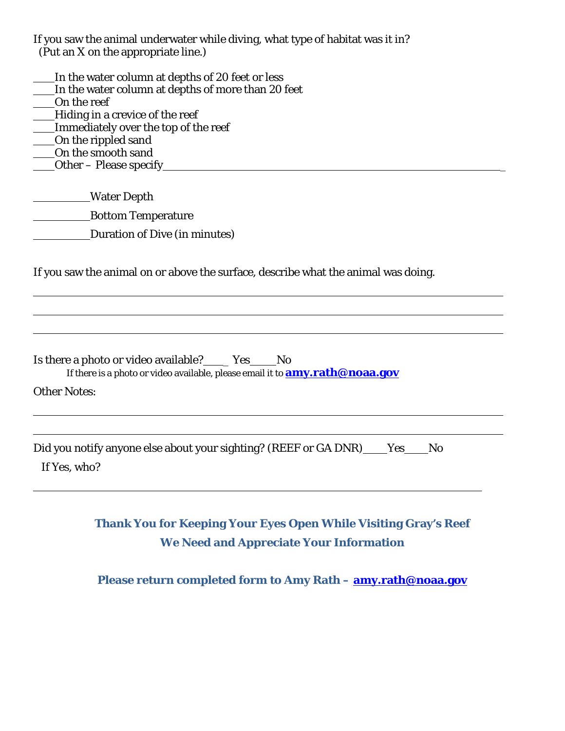If you saw the animal underwater while diving, what type of habitat was it in?
(Put an X on the appropriate line.)

____In the water column at depths of 20 feet or less
____In the water column at depths of more than 20 feet
____On the reef
____Hiding in a crevice of the reef
____Immediately over the top of the reef
____On the rippled sand
____On the smooth sand
____Other – Please specify________________________________________________________________

__________Water Depth

__________Bottom Temperature

__________Duration of Dive (in minutes)

If you saw the animal on or above the surface, describe what the animal was doing.

______________________________________________________________________________

______________________________________________________________________________

______________________________________________________________________________

Is there a photo or video available?____ Yes_____No

If there is a photo or video available, please email it to **amy.rath@noaa.gov**

Other Notes:

______________________________________________________________________________

______________________________________________________________________________

Did you notify anyone else about your sighting? (REEF or GA DNR)____Yes____No

If Yes, who?

______________________________________________________________________________

**Thank You for Keeping Your Eyes Open While Visiting Gray's Reef**

**We Need and Appreciate Your Information**

**Please return completed form to Amy Rath – amy.rath@noaa.gov**